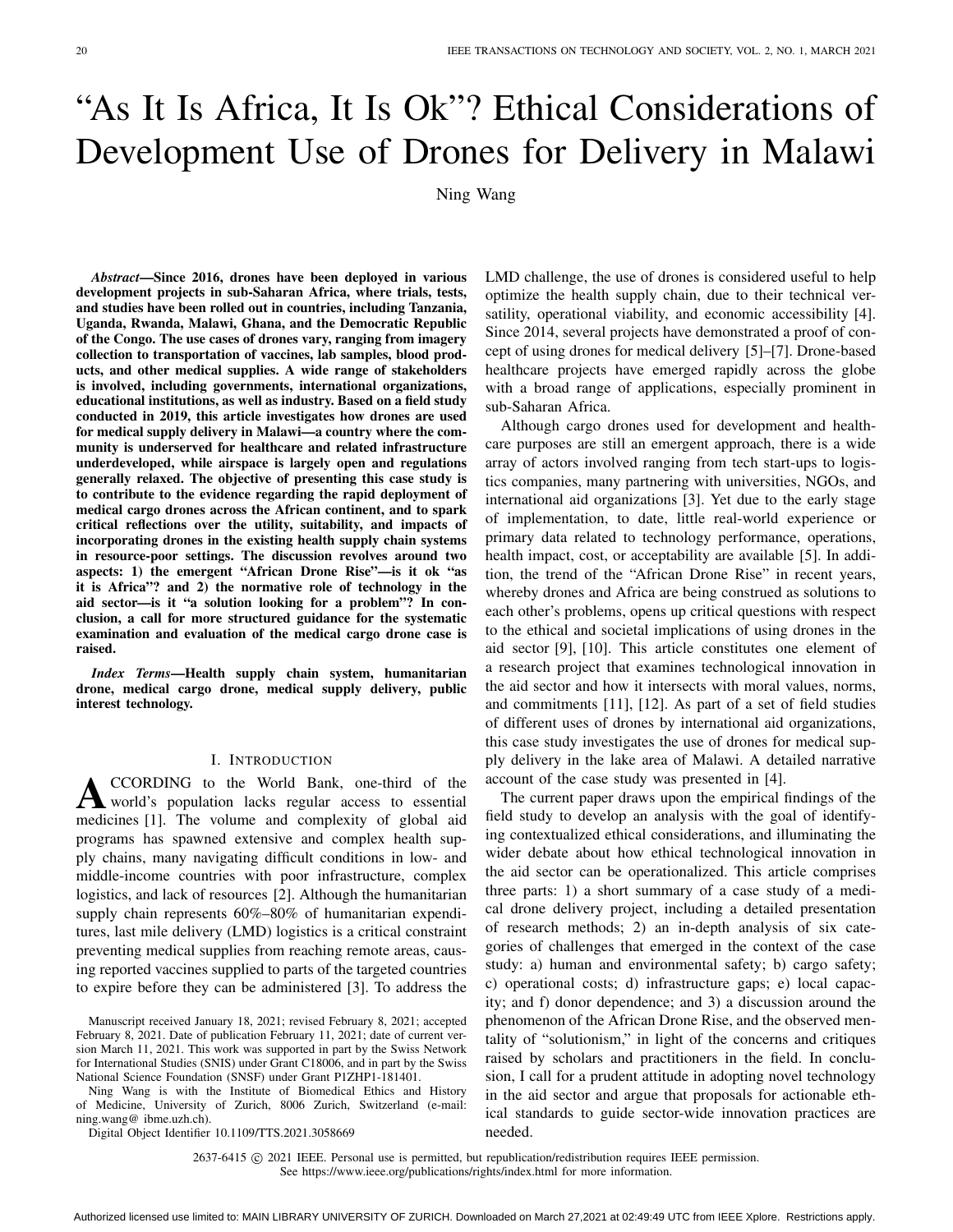# "As It Is Africa, It Is Ok"? Ethical Considerations of Development Use of Drones for Delivery in Malawi

Ning Wang

***Abstract*—Since 2016, drones have been deployed in various development projects in sub-Saharan Africa, where trials, tests, and studies have been rolled out in countries, including Tanzania, Uganda, Rwanda, Malawi, Ghana, and the Democratic Republic of the Congo. The use cases of drones vary, ranging from imagery collection to transportation of vaccines, lab samples, blood products, and other medical supplies. A wide range of stakeholders is involved, including governments, international organizations, educational institutions, as well as industry. Based on a field study conducted in 2019, this article investigates how drones are used for medical supply delivery in Malawi—a country where the community is underserved for healthcare and related infrastructure underdeveloped, while airspace is largely open and regulations generally relaxed. The objective of presenting this case study is to contribute to the evidence regarding the rapid deployment of medical cargo drones across the African continent, and to spark critical reflections over the utility, suitability, and impacts of incorporating drones in the existing health supply chain systems in resource-poor settings. The discussion revolves around two aspects: 1) the emergent "African Drone Rise"—is it ok "as it is Africa"? and 2) the normative role of technology in the aid sector—is it "a solution looking for a problem"? In conclusion, a call for more structured guidance for the systematic examination and evaluation of the medical cargo drone case is raised.**

***Index Terms*—Health supply chain system, humanitarian drone, medical cargo drone, medical supply delivery, public interest technology.**

## I. Introduction

According to the World Bank, one-third of the world's population lacks regular access to essential medicines [1]. The volume and complexity of global aid programs has spawned extensive and complex health supply chains, many navigating difficult conditions in low- and middle-income countries with poor infrastructure, complex logistics, and lack of resources [2]. Although the humanitarian supply chain represents 60%–80% of humanitarian expenditures, last mile delivery (LMD) logistics is a critical constraint preventing medical supplies from reaching remote areas, causing reported vaccines supplied to parts of the targeted countries to expire before they can be administered [3]. To address the LMD challenge, the use of drones is considered useful to help optimize the health supply chain, due to their technical versatility, operational viability, and economic accessibility [4]. Since 2014, several projects have demonstrated a proof of concept of using drones for medical delivery [5]–[7]. Drone-based healthcare projects have emerged rapidly across the globe with a broad range of applications, especially prominent in sub-Saharan Africa.

Although cargo drones used for development and healthcare purposes are still an emergent approach, there is a wide array of actors involved ranging from tech start-ups to logistics companies, many partnering with universities, NGOs, and international aid organizations [3]. Yet due to the early stage of implementation, to date, little real-world experience or primary data related to technology performance, operations, health impact, cost, or acceptability are available [5]. In addition, the trend of the "African Drone Rise" in recent years, whereby drones and Africa are being construed as solutions to each other's problems, opens up critical questions with respect to the ethical and societal implications of using drones in the aid sector [9], [10]. This article constitutes one element of a research project that examines technological innovation in the aid sector and how it intersects with moral values, norms, and commitments [11], [12]. As part of a set of field studies of different uses of drones by international aid organizations, this case study investigates the use of drones for medical supply delivery in the lake area of Malawi. A detailed narrative account of the case study was presented in [4].

The current paper draws upon the empirical findings of the field study to develop an analysis with the goal of identifying contextualized ethical considerations, and illuminating the wider debate about how ethical technological innovation in the aid sector can be operationalized. This article comprises three parts: 1) a short summary of a case study of a medical drone delivery project, including a detailed presentation of research methods; 2) an in-depth analysis of six categories of challenges that emerged in the context of the case study: a) human and environmental safety; b) cargo safety; c) operational costs; d) infrastructure gaps; e) local capacity; and f) donor dependence; and 3) a discussion around the phenomenon of the African Drone Rise, and the observed mentality of "solutionism," in light of the concerns and critiques raised by scholars and practitioners in the field. In conclusion, I call for a prudent attitude in adopting novel technology in the aid sector and argue that proposals for actionable ethical standards to guide sector-wide innovation practices are needed.

Manuscript received January 18, 2021; revised February 8, 2021; accepted February 8, 2021. Date of publication February 11, 2021; date of current version March 11, 2021. This work was supported in part by the Swiss Network for International Studies (SNIS) under Grant C18006, and in part by the Swiss National Science Foundation (SNSF) under Grant P1ZHP1-181401.

Ning Wang is with the Institute of Biomedical Ethics and History of Medicine, University of Zurich, 8006 Zurich, Switzerland (e-mail: ning.wang@ ibme.uzh.ch).

Digital Object Identifier 10.1109/TTS.2021.3058669

2637-6415 © 2021 IEEE. Personal use is permitted, but republication/redistribution requires IEEE permission. See https://www.ieee.org/publications/rights/index.html for more information.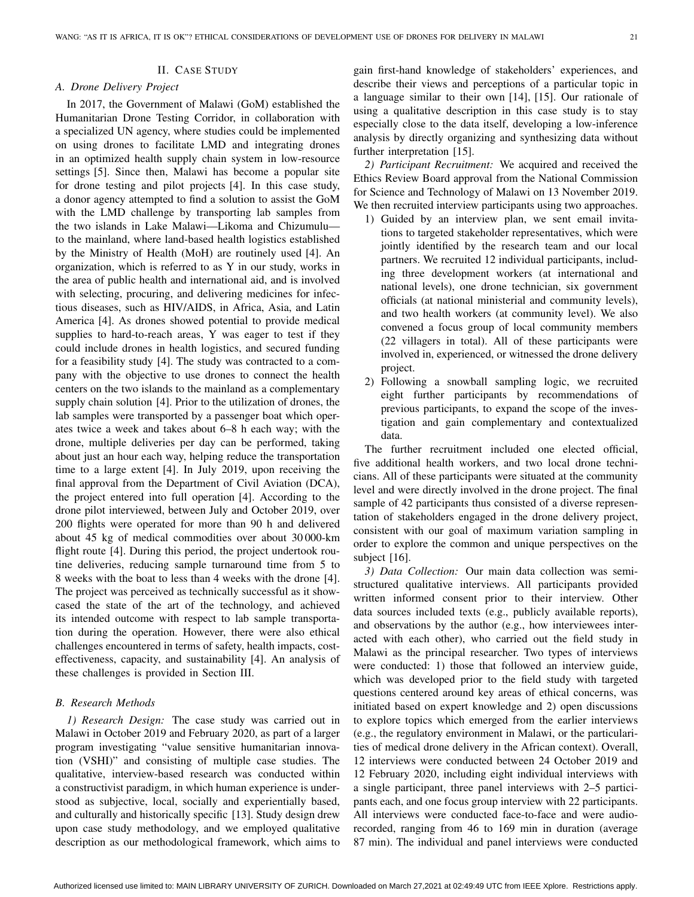## II. Case Study

### A. Drone Delivery Project

In 2017, the Government of Malawi (GoM) established the Humanitarian Drone Testing Corridor, in collaboration with a specialized UN agency, where studies could be implemented on using drones to facilitate LMD and integrating drones in an optimized health supply chain system in low-resource settings [5]. Since then, Malawi has become a popular site for drone testing and pilot projects [4]. In this case study, a donor agency attempted to find a solution to assist the GoM with the LMD challenge by transporting lab samples from the two islands in Lake Malawi—Likoma and Chizumulu—to the mainland, where land-based health logistics established by the Ministry of Health (MoH) are routinely used [4]. An organization, which is referred to as Y in our study, works in the area of public health and international aid, and is involved with selecting, procuring, and delivering medicines for infectious diseases, such as HIV/AIDS, in Africa, Asia, and Latin America [4]. As drones showed potential to provide medical supplies to hard-to-reach areas, Y was eager to test if they could include drones in health logistics, and secured funding for a feasibility study [4]. The study was contracted to a company with the objective to use drones to connect the health centers on the two islands to the mainland as a complementary supply chain solution [4]. Prior to the utilization of drones, the lab samples were transported by a passenger boat which operates twice a week and takes about 6–8 h each way; with the drone, multiple deliveries per day can be performed, taking about just an hour each way, helping reduce the transportation time to a large extent [4]. In July 2019, upon receiving the final approval from the Department of Civil Aviation (DCA), the project entered into full operation [4]. According to the drone pilot interviewed, between July and October 2019, over 200 flights were operated for more than 90 h and delivered about 45 kg of medical commodities over about 30 000-km flight route [4]. During this period, the project undertook routine deliveries, reducing sample turnaround time from 5 to 8 weeks with the boat to less than 4 weeks with the drone [4]. The project was perceived as technically successful as it showcased the state of the art of the technology, and achieved its intended outcome with respect to lab sample transportation during the operation. However, there were also ethical challenges encountered in terms of safety, health impacts, cost-effectiveness, capacity, and sustainability [4]. An analysis of these challenges is provided in Section III.

### B. Research Methods

*1) Research Design:* The case study was carried out in Malawi in October 2019 and February 2020, as part of a larger program investigating "value sensitive humanitarian innovation (VSHI)" and consisting of multiple case studies. The qualitative, interview-based research was conducted within a constructivist paradigm, in which human experience is understood as subjective, local, socially and experientially based, and culturally and historically specific [13]. Study design drew upon case study methodology, and we employed qualitative description as our methodological framework, which aims to gain first-hand knowledge of stakeholders' experiences, and describe their views and perceptions of a particular topic in a language similar to their own [14], [15]. Our rationale of using a qualitative description in this case study is to stay especially close to the data itself, developing a low-inference analysis by directly organizing and synthesizing data without further interpretation [15].

*2) Participant Recruitment:* We acquired and received the Ethics Review Board approval from the National Commission for Science and Technology of Malawi on 13 November 2019. We then recruited interview participants using two approaches.

1) Guided by an interview plan, we sent email invitations to targeted stakeholder representatives, which were jointly identified by the research team and our local partners. We recruited 12 individual participants, including three development workers (at international and national levels), one drone technician, six government officials (at national ministerial and community levels), and two health workers (at community level). We also convened a focus group of local community members (22 villagers in total). All of these participants were involved in, experienced, or witnessed the drone delivery project.
2) Following a snowball sampling logic, we recruited eight further participants by recommendations of previous participants, to expand the scope of the investigation and gain complementary and contextualized data.

The further recruitment included one elected official, five additional health workers, and two local drone technicians. All of these participants were situated at the community level and were directly involved in the drone project. The final sample of 42 participants thus consisted of a diverse representation of stakeholders engaged in the drone delivery project, consistent with our goal of maximum variation sampling in order to explore the common and unique perspectives on the subject [16].

*3) Data Collection:* Our main data collection was semi-structured qualitative interviews. All participants provided written informed consent prior to their interview. Other data sources included texts (e.g., publicly available reports), and observations by the author (e.g., how interviewees interacted with each other), who carried out the field study in Malawi as the principal researcher. Two types of interviews were conducted: 1) those that followed an interview guide, which was developed prior to the field study with targeted questions centered around key areas of ethical concerns, was initiated based on expert knowledge and 2) open discussions to explore topics which emerged from the earlier interviews (e.g., the regulatory environment in Malawi, or the particularities of medical drone delivery in the African context). Overall, 12 interviews were conducted between 24 October 2019 and 12 February 2020, including eight individual interviews with a single participant, three panel interviews with 2–5 participants each, and one focus group interview with 22 participants. All interviews were conducted face-to-face and were audio-recorded, ranging from 46 to 169 min in duration (average 87 min). The individual and panel interviews were conducted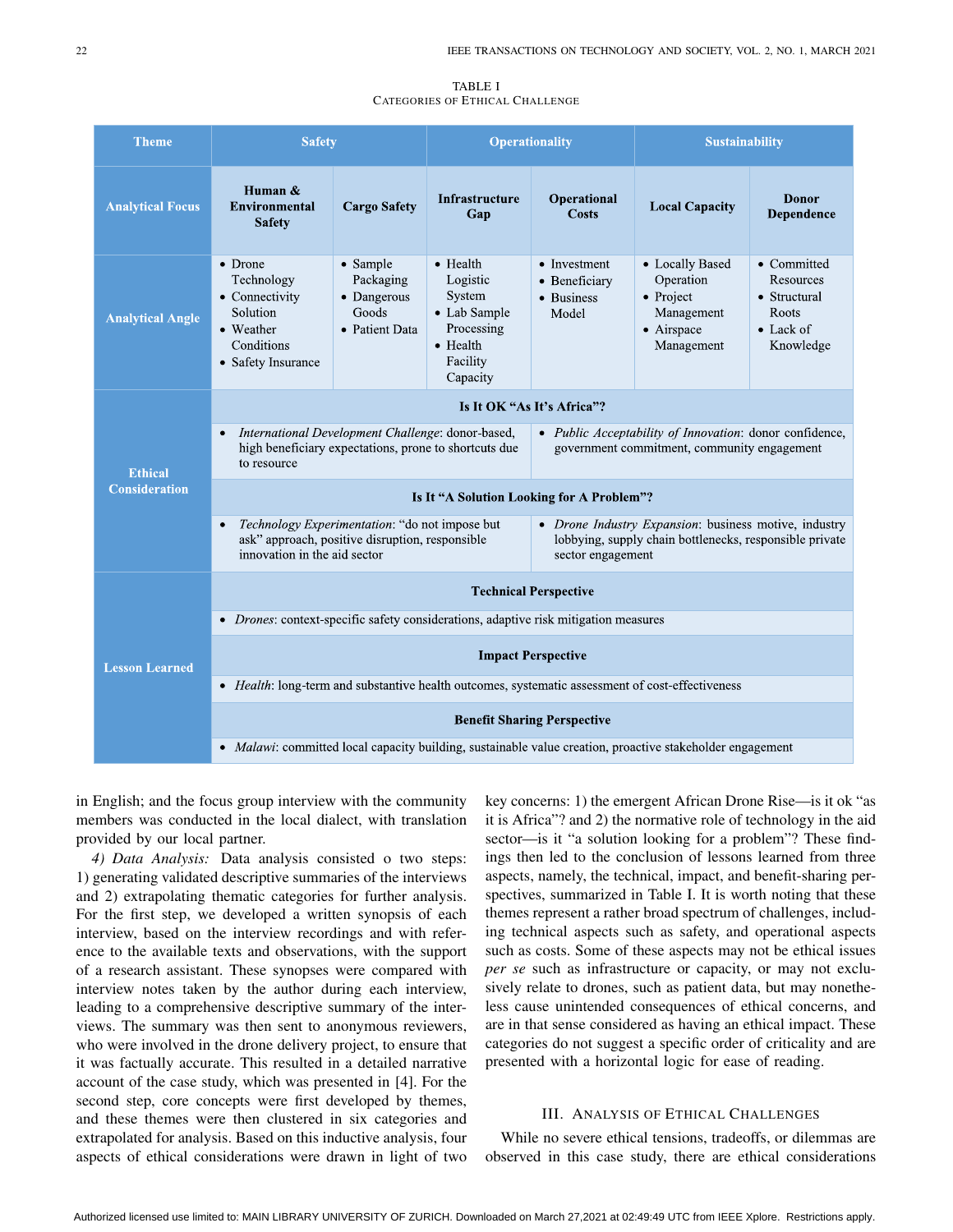TABLE I
CATEGORIES OF ETHICAL CHALLENGE

| Theme | Safety | | Operationality | | Sustainability | |
|---|---|---|---|---|---|---|
| **Analytical Focus** | **Human & Environmental Safety** | **Cargo Safety** | **Infrastructure Gap** | **Operational Costs** | **Local Capacity** | **Donor Dependence** |
| **Analytical Angle** | • Drone Technology<br>• Connectivity Solution<br>• Weather Conditions<br>• Safety Insurance | • Sample Packaging<br>• Dangerous Goods<br>• Patient Data | • Health Logistic System<br>• Lab Sample Processing<br>• Health Facility Capacity | • Investment<br>• Beneficiary<br>• Business Model | • Locally Based Operation<br>• Project Management<br>• Airspace Management | • Committed Resources<br>• Structural Roots<br>• Lack of Knowledge |
| **Ethical Consideration** | **Is It OK "As It's Africa"?** | | | | | |
| | • *International Development Challenge*: donor-based, high beneficiary expectations, prone to shortcuts due to resource | | | • *Public Acceptability of Innovation*: donor confidence, government commitment, community engagement | | |
| | **Is It "A Solution Looking for A Problem"?** | | | | | |
| | • *Technology Experimentation*: "do not impose but ask" approach, positive disruption, responsible innovation in the aid sector | | | • *Drone Industry Expansion*: business motive, industry lobbying, supply chain bottlenecks, responsible private sector engagement | | |
| **Lesson Learned** | **Technical Perspective** | | | | | |
| | • *Drones*: context-specific safety considerations, adaptive risk mitigation measures | | | | | |
| | **Impact Perspective** | | | | | |
| | • *Health*: long-term and substantive health outcomes, systematic assessment of cost-effectiveness | | | | | |
| | **Benefit Sharing Perspective** | | | | | |
| | • *Malawi*: committed local capacity building, sustainable value creation, proactive stakeholder engagement | | | | | |

in English; and the focus group interview with the community members was conducted in the local dialect, with translation provided by our local partner.

*4) Data Analysis:* Data analysis consisted o two steps: 1) generating validated descriptive summaries of the interviews and 2) extrapolating thematic categories for further analysis. For the first step, we developed a written synopsis of each interview, based on the interview recordings and with reference to the available texts and observations, with the support of a research assistant. These synopses were compared with interview notes taken by the author during each interview, leading to a comprehensive descriptive summary of the interviews. The summary was then sent to anonymous reviewers, who were involved in the drone delivery project, to ensure that it was factually accurate. This resulted in a detailed narrative account of the case study, which was presented in [4]. For the second step, core concepts were first developed by themes, and these themes were then clustered in six categories and extrapolated for analysis. Based on this inductive analysis, four aspects of ethical considerations were drawn in light of two key concerns: 1) the emergent African Drone Rise—is it ok "as it is Africa"? and 2) the normative role of technology in the aid sector—is it "a solution looking for a problem"? These findings then led to the conclusion of lessons learned from three aspects, namely, the technical, impact, and benefit-sharing perspectives, summarized in Table I. It is worth noting that these themes represent a rather broad spectrum of challenges, including technical aspects such as safety, and operational aspects such as costs. Some of these aspects may not be ethical issues *per se* such as infrastructure or capacity, or may not exclusively relate to drones, such as patient data, but may nonetheless cause unintended consequences of ethical concerns, and are in that sense considered as having an ethical impact. These categories do not suggest a specific order of criticality and are presented with a horizontal logic for ease of reading.

## III. Analysis of Ethical Challenges

While no severe ethical tensions, tradeoffs, or dilemmas are observed in this case study, there are ethical considerations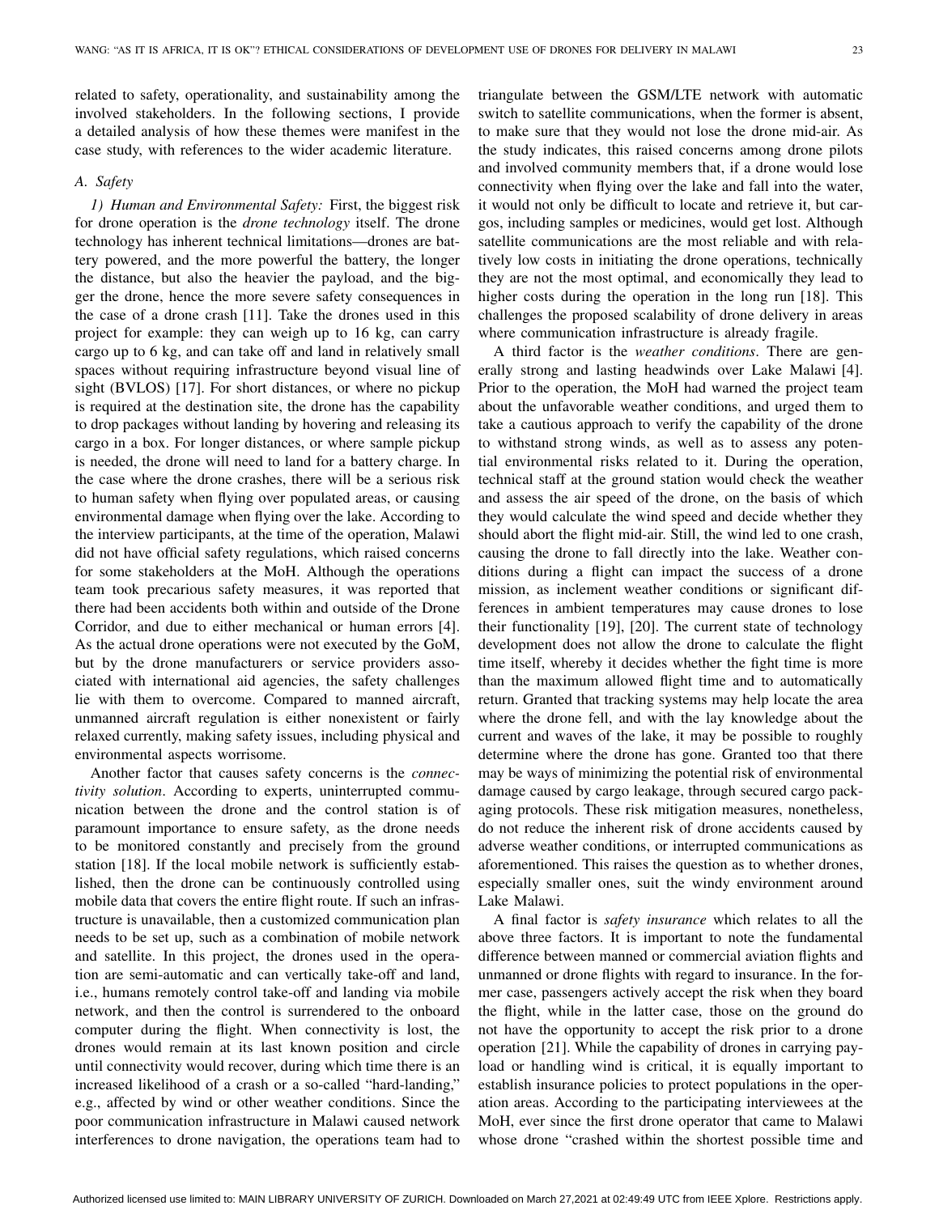related to safety, operationality, and sustainability among the involved stakeholders. In the following sections, I provide a detailed analysis of how these themes were manifest in the case study, with references to the wider academic literature.

### A. Safety

*1) Human and Environmental Safety:* First, the biggest risk for drone operation is the *drone technology* itself. The drone technology has inherent technical limitations—drones are battery powered, and the more powerful the battery, the longer the distance, but also the heavier the payload, and the bigger the drone, hence the more severe safety consequences in the case of a drone crash [11]. Take the drones used in this project for example: they can weigh up to 16 kg, can carry cargo up to 6 kg, and can take off and land in relatively small spaces without requiring infrastructure beyond visual line of sight (BVLOS) [17]. For short distances, or where no pickup is required at the destination site, the drone has the capability to drop packages without landing by hovering and releasing its cargo in a box. For longer distances, or where sample pickup is needed, the drone will need to land for a battery charge. In the case where the drone crashes, there will be a serious risk to human safety when flying over populated areas, or causing environmental damage when flying over the lake. According to the interview participants, at the time of the operation, Malawi did not have official safety regulations, which raised concerns for some stakeholders at the MoH. Although the operations team took precarious safety measures, it was reported that there had been accidents both within and outside of the Drone Corridor, and due to either mechanical or human errors [4]. As the actual drone operations were not executed by the GoM, but by the drone manufacturers or service providers associated with international aid agencies, the safety challenges lie with them to overcome. Compared to manned aircraft, unmanned aircraft regulation is either nonexistent or fairly relaxed currently, making safety issues, including physical and environmental aspects worrisome.

Another factor that causes safety concerns is the *connectivity solution*. According to experts, uninterrupted communication between the drone and the control station is of paramount importance to ensure safety, as the drone needs to be monitored constantly and precisely from the ground station [18]. If the local mobile network is sufficiently established, then the drone can be continuously controlled using mobile data that covers the entire flight route. If such an infrastructure is unavailable, then a customized communication plan needs to be set up, such as a combination of mobile network and satellite. In this project, the drones used in the operation are semi-automatic and can vertically take-off and land, i.e., humans remotely control take-off and landing via mobile network, and then the control is surrendered to the onboard computer during the flight. When connectivity is lost, the drones would remain at its last known position and circle until connectivity would recover, during which time there is an increased likelihood of a crash or a so-called "hard-landing," e.g., affected by wind or other weather conditions. Since the poor communication infrastructure in Malawi caused network interferences to drone navigation, the operations team had to triangulate between the GSM/LTE network with automatic switch to satellite communications, when the former is absent, to make sure that they would not lose the drone mid-air. As the study indicates, this raised concerns among drone pilots and involved community members that, if a drone would lose connectivity when flying over the lake and fall into the water, it would not only be difficult to locate and retrieve it, but cargos, including samples or medicines, would get lost. Although satellite communications are the most reliable and with relatively low costs in initiating the drone operations, technically they are not the most optimal, and economically they lead to higher costs during the operation in the long run [18]. This challenges the proposed scalability of drone delivery in areas where communication infrastructure is already fragile.

A third factor is the *weather conditions*. There are generally strong and lasting headwinds over Lake Malawi [4]. Prior to the operation, the MoH had warned the project team about the unfavorable weather conditions, and urged them to take a cautious approach to verify the capability of the drone to withstand strong winds, as well as to assess any potential environmental risks related to it. During the operation, technical staff at the ground station would check the weather and assess the air speed of the drone, on the basis of which they would calculate the wind speed and decide whether they should abort the flight mid-air. Still, the wind led to one crash, causing the drone to fall directly into the lake. Weather conditions during a flight can impact the success of a drone mission, as inclement weather conditions or significant differences in ambient temperatures may cause drones to lose their functionality [19], [20]. The current state of technology development does not allow the drone to calculate the flight time itself, whereby it decides whether the fight time is more than the maximum allowed flight time and to automatically return. Granted that tracking systems may help locate the area where the drone fell, and with the lay knowledge about the current and waves of the lake, it may be possible to roughly determine where the drone has gone. Granted too that there may be ways of minimizing the potential risk of environmental damage caused by cargo leakage, through secured cargo packaging protocols. These risk mitigation measures, nonetheless, do not reduce the inherent risk of drone accidents caused by adverse weather conditions, or interrupted communications as aforementioned. This raises the question as to whether drones, especially smaller ones, suit the windy environment around Lake Malawi.

A final factor is *safety insurance* which relates to all the above three factors. It is important to note the fundamental difference between manned or commercial aviation flights and unmanned or drone flights with regard to insurance. In the former case, passengers actively accept the risk when they board the flight, while in the latter case, those on the ground do not have the opportunity to accept the risk prior to a drone operation [21]. While the capability of drones in carrying payload or handling wind is critical, it is equally important to establish insurance policies to protect populations in the operation areas. According to the participating interviewees at the MoH, ever since the first drone operator that came to Malawi whose drone "crashed within the shortest possible time and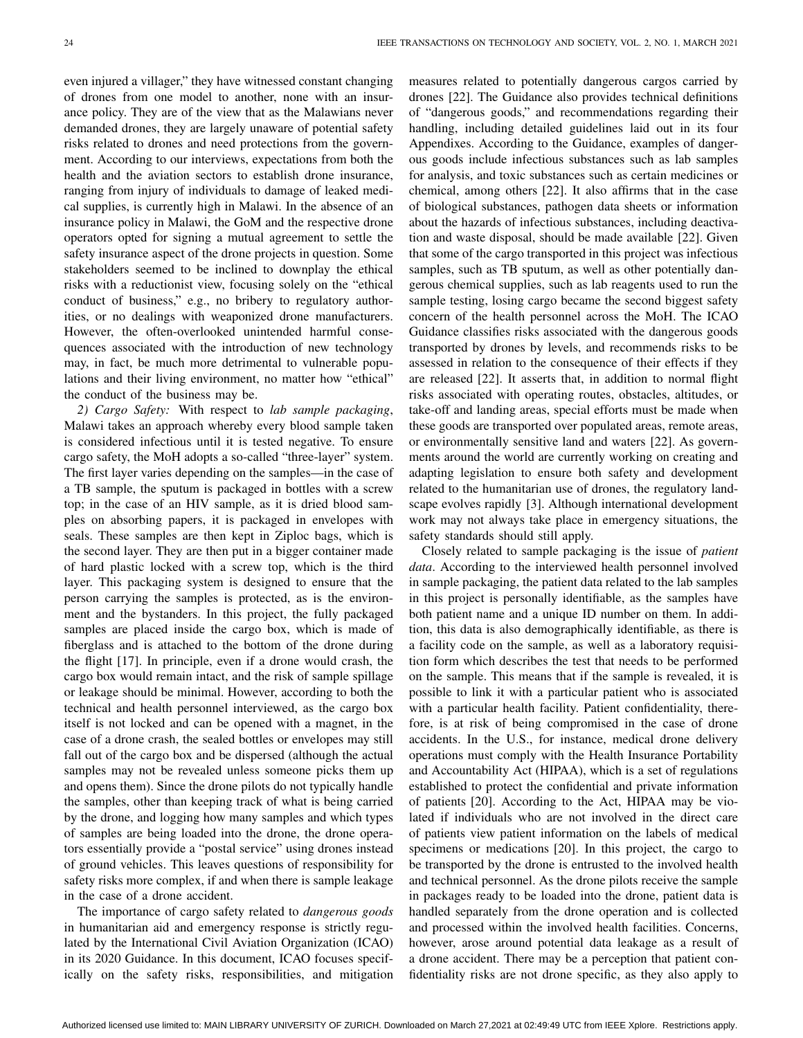even injured a villager," they have witnessed constant changing of drones from one model to another, none with an insurance policy. They are of the view that as the Malawians never demanded drones, they are largely unaware of potential safety risks related to drones and need protections from the government. According to our interviews, expectations from both the health and the aviation sectors to establish drone insurance, ranging from injury of individuals to damage of leaked medical supplies, is currently high in Malawi. In the absence of an insurance policy in Malawi, the GoM and the respective drone operators opted for signing a mutual agreement to settle the safety insurance aspect of the drone projects in question. Some stakeholders seemed to be inclined to downplay the ethical risks with a reductionist view, focusing solely on the "ethical conduct of business," e.g., no bribery to regulatory authorities, or no dealings with weaponized drone manufacturers. However, the often-overlooked unintended harmful consequences associated with the introduction of new technology may, in fact, be much more detrimental to vulnerable populations and their living environment, no matter how "ethical" the conduct of the business may be.

*2) Cargo Safety:* With respect to *lab sample packaging*, Malawi takes an approach whereby every blood sample taken is considered infectious until it is tested negative. To ensure cargo safety, the MoH adopts a so-called "three-layer" system. The first layer varies depending on the samples—in the case of a TB sample, the sputum is packaged in bottles with a screw top; in the case of an HIV sample, as it is dried blood samples on absorbing papers, it is packaged in envelopes with seals. These samples are then kept in Ziploc bags, which is the second layer. They are then put in a bigger container made of hard plastic locked with a screw top, which is the third layer. This packaging system is designed to ensure that the person carrying the samples is protected, as is the environment and the bystanders. In this project, the fully packaged samples are placed inside the cargo box, which is made of fiberglass and is attached to the bottom of the drone during the flight [17]. In principle, even if a drone would crash, the cargo box would remain intact, and the risk of sample spillage or leakage should be minimal. However, according to both the technical and health personnel interviewed, as the cargo box itself is not locked and can be opened with a magnet, in the case of a drone crash, the sealed bottles or envelopes may still fall out of the cargo box and be dispersed (although the actual samples may not be revealed unless someone picks them up and opens them). Since the drone pilots do not typically handle the samples, other than keeping track of what is being carried by the drone, and logging how many samples and which types of samples are being loaded into the drone, the drone operators essentially provide a "postal service" using drones instead of ground vehicles. This leaves questions of responsibility for safety risks more complex, if and when there is sample leakage in the case of a drone accident.

The importance of cargo safety related to *dangerous goods* in humanitarian aid and emergency response is strictly regulated by the International Civil Aviation Organization (ICAO) in its 2020 Guidance. In this document, ICAO focuses specifically on the safety risks, responsibilities, and mitigation measures related to potentially dangerous cargos carried by drones [22]. The Guidance also provides technical definitions of "dangerous goods," and recommendations regarding their handling, including detailed guidelines laid out in its four Appendixes. According to the Guidance, examples of dangerous goods include infectious substances such as lab samples for analysis, and toxic substances such as certain medicines or chemical, among others [22]. It also affirms that in the case of biological substances, pathogen data sheets or information about the hazards of infectious substances, including deactivation and waste disposal, should be made available [22]. Given that some of the cargo transported in this project was infectious samples, such as TB sputum, as well as other potentially dangerous chemical supplies, such as lab reagents used to run the sample testing, losing cargo became the second biggest safety concern of the health personnel across the MoH. The ICAO Guidance classifies risks associated with the dangerous goods transported by drones by levels, and recommends risks to be assessed in relation to the consequence of their effects if they are released [22]. It asserts that, in addition to normal flight risks associated with operating routes, obstacles, altitudes, or take-off and landing areas, special efforts must be made when these goods are transported over populated areas, remote areas, or environmentally sensitive land and waters [22]. As governments around the world are currently working on creating and adapting legislation to ensure both safety and development related to the humanitarian use of drones, the regulatory landscape evolves rapidly [3]. Although international development work may not always take place in emergency situations, the safety standards should still apply.

Closely related to sample packaging is the issue of *patient data*. According to the interviewed health personnel involved in sample packaging, the patient data related to the lab samples in this project is personally identifiable, as the samples have both patient name and a unique ID number on them. In addition, this data is also demographically identifiable, as there is a facility code on the sample, as well as a laboratory requisition form which describes the test that needs to be performed on the sample. This means that if the sample is revealed, it is possible to link it with a particular patient who is associated with a particular health facility. Patient confidentiality, therefore, is at risk of being compromised in the case of drone accidents. In the U.S., for instance, medical drone delivery operations must comply with the Health Insurance Portability and Accountability Act (HIPAA), which is a set of regulations established to protect the confidential and private information of patients [20]. According to the Act, HIPAA may be violated if individuals who are not involved in the direct care of patients view patient information on the labels of medical specimens or medications [20]. In this project, the cargo to be transported by the drone is entrusted to the involved health and technical personnel. As the drone pilots receive the sample in packages ready to be loaded into the drone, patient data is handled separately from the drone operation and is collected and processed within the involved health facilities. Concerns, however, arose around potential data leakage as a result of a drone accident. There may be a perception that patient confidentiality risks are not drone specific, as they also apply to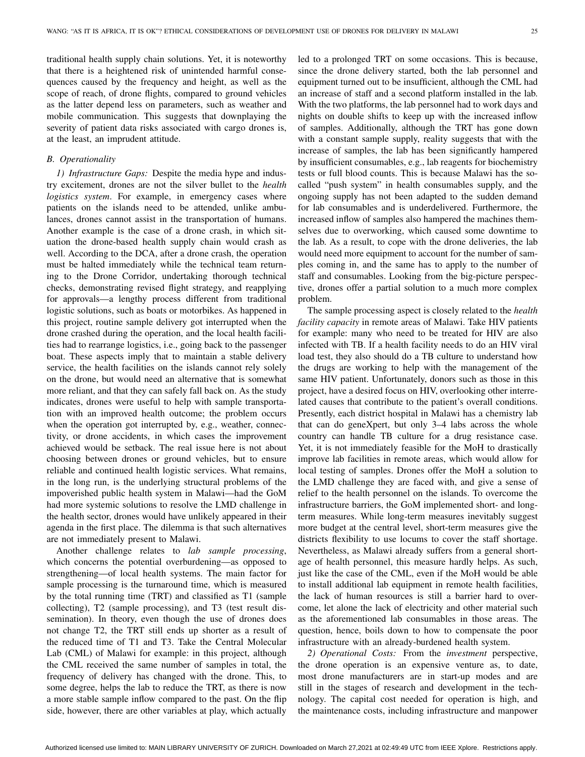traditional health supply chain solutions. Yet, it is noteworthy that there is a heightened risk of unintended harmful consequences caused by the frequency and height, as well as the scope of reach, of drone flights, compared to ground vehicles as the latter depend less on parameters, such as weather and mobile communication. This suggests that downplaying the severity of patient data risks associated with cargo drones is, at the least, an imprudent attitude.

### B. Operationality

*1) Infrastructure Gaps:* Despite the media hype and industry excitement, drones are not the silver bullet to the *health logistics system*. For example, in emergency cases where patients on the islands need to be attended, unlike ambulances, drones cannot assist in the transportation of humans. Another example is the case of a drone crash, in which situation the drone-based health supply chain would crash as well. According to the DCA, after a drone crash, the operation must be halted immediately while the technical team returning to the Drone Corridor, undertaking thorough technical checks, demonstrating revised flight strategy, and reapplying for approvals—a lengthy process different from traditional logistic solutions, such as boats or motorbikes. As happened in this project, routine sample delivery got interrupted when the drone crashed during the operation, and the local health facilities had to rearrange logistics, i.e., going back to the passenger boat. These aspects imply that to maintain a stable delivery service, the health facilities on the islands cannot rely solely on the drone, but would need an alternative that is somewhat more reliant, and that they can safely fall back on. As the study indicates, drones were useful to help with sample transportation with an improved health outcome; the problem occurs when the operation got interrupted by, e.g., weather, connectivity, or drone accidents, in which cases the improvement achieved would be setback. The real issue here is not about choosing between drones or ground vehicles, but to ensure reliable and continued health logistic services. What remains, in the long run, is the underlying structural problems of the impoverished public health system in Malawi—had the GoM had more systemic solutions to resolve the LMD challenge in the health sector, drones would have unlikely appeared in their agenda in the first place. The dilemma is that such alternatives are not immediately present to Malawi.

Another challenge relates to *lab sample processing*, which concerns the potential overburdening—as opposed to strengthening—of local health systems. The main factor for sample processing is the turnaround time, which is measured by the total running time (TRT) and classified as T1 (sample collecting), T2 (sample processing), and T3 (test result dissemination). In theory, even though the use of drones does not change T2, the TRT still ends up shorter as a result of the reduced time of T1 and T3. Take the Central Molecular Lab (CML) of Malawi for example: in this project, although the CML received the same number of samples in total, the frequency of delivery has changed with the drone. This, to some degree, helps the lab to reduce the TRT, as there is now a more stable sample inflow compared to the past. On the flip side, however, there are other variables at play, which actually led to a prolonged TRT on some occasions. This is because, since the drone delivery started, both the lab personnel and equipment turned out to be insufficient, although the CML had an increase of staff and a second platform installed in the lab. With the two platforms, the lab personnel had to work days and nights on double shifts to keep up with the increased inflow of samples. Additionally, although the TRT has gone down with a constant sample supply, reality suggests that with the increase of samples, the lab has been significantly hampered by insufficient consumables, e.g., lab reagents for biochemistry tests or full blood counts. This is because Malawi has the so-called "push system" in health consumables supply, and the ongoing supply has not been adapted to the sudden demand for lab consumables and is underdelivered. Furthermore, the increased inflow of samples also hampered the machines themselves due to overworking, which caused some downtime to the lab. As a result, to cope with the drone deliveries, the lab would need more equipment to account for the number of samples coming in, and the same has to apply to the number of staff and consumables. Looking from the big-picture perspective, drones offer a partial solution to a much more complex problem.

The sample processing aspect is closely related to the *health facility capacity* in remote areas of Malawi. Take HIV patients for example: many who need to be treated for HIV are also infected with TB. If a health facility needs to do an HIV viral load test, they also should do a TB culture to understand how the drugs are working to help with the management of the same HIV patient. Unfortunately, donors such as those in this project, have a desired focus on HIV, overlooking other interrelated causes that contribute to the patient's overall conditions. Presently, each district hospital in Malawi has a chemistry lab that can do geneXpert, but only 3–4 labs across the whole country can handle TB culture for a drug resistance case. Yet, it is not immediately feasible for the MoH to drastically improve lab facilities in remote areas, which would allow for local testing of samples. Drones offer the MoH a solution to the LMD challenge they are faced with, and give a sense of relief to the health personnel on the islands. To overcome the infrastructure barriers, the GoM implemented short- and long-term measures. While long-term measures inevitably suggest more budget at the central level, short-term measures give the districts flexibility to use locums to cover the staff shortage. Nevertheless, as Malawi already suffers from a general shortage of health personnel, this measure hardly helps. As such, just like the case of the CML, even if the MoH would be able to install additional lab equipment in remote health facilities, the lack of human resources is still a barrier hard to overcome, let alone the lack of electricity and other material such as the aforementioned lab consumables in those areas. The question, hence, boils down to how to compensate the poor infrastructure with an already-burdened health system.

*2) Operational Costs:* From the *investment* perspective, the drone operation is an expensive venture as, to date, most drone manufacturers are in start-up modes and are still in the stages of research and development in the technology. The capital cost needed for operation is high, and the maintenance costs, including infrastructure and manpower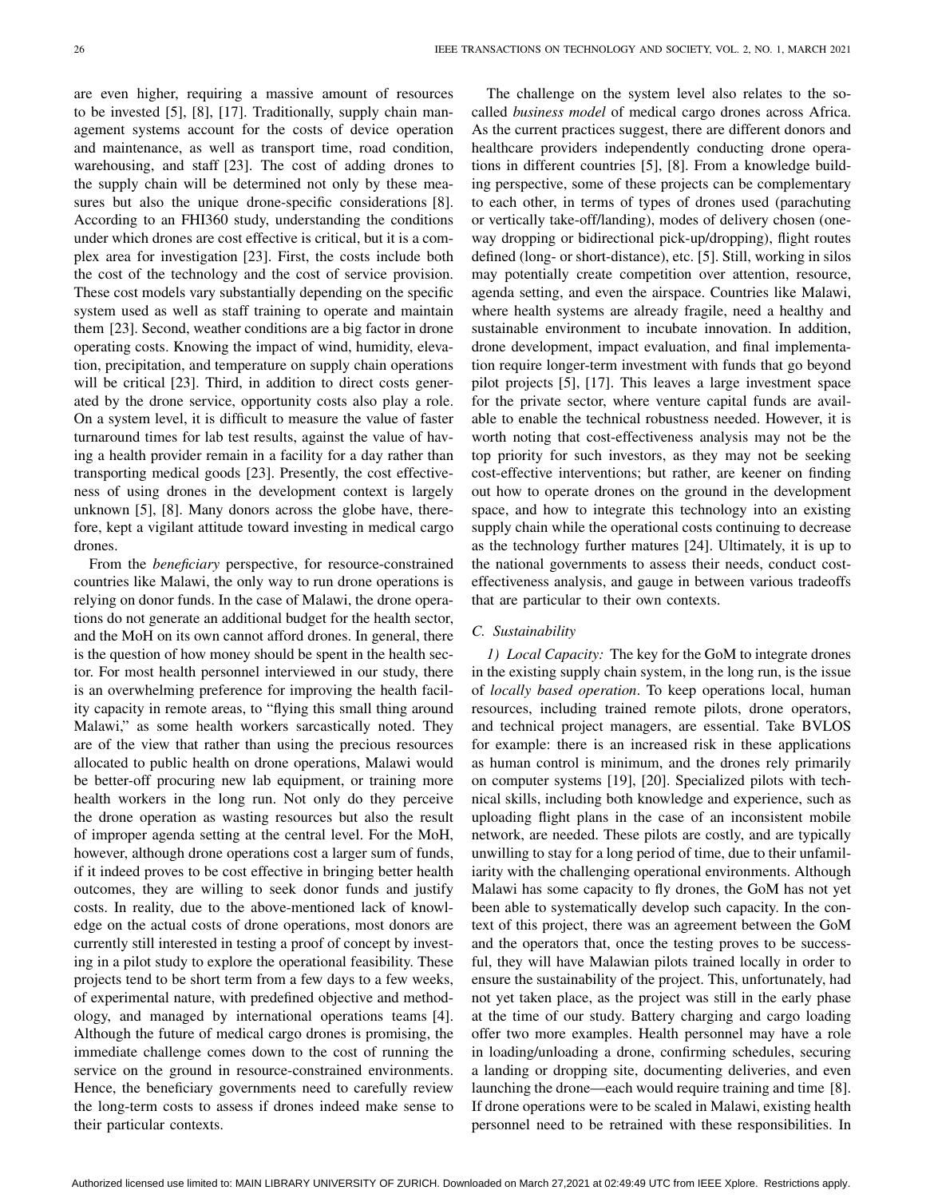are even higher, requiring a massive amount of resources to be invested [5], [8], [17]. Traditionally, supply chain management systems account for the costs of device operation and maintenance, as well as transport time, road condition, warehousing, and staff [23]. The cost of adding drones to the supply chain will be determined not only by these measures but also the unique drone-specific considerations [8]. According to an FHI360 study, understanding the conditions under which drones are cost effective is critical, but it is a complex area for investigation [23]. First, the costs include both the cost of the technology and the cost of service provision. These cost models vary substantially depending on the specific system used as well as staff training to operate and maintain them [23]. Second, weather conditions are a big factor in drone operating costs. Knowing the impact of wind, humidity, elevation, precipitation, and temperature on supply chain operations will be critical [23]. Third, in addition to direct costs generated by the drone service, opportunity costs also play a role. On a system level, it is difficult to measure the value of faster turnaround times for lab test results, against the value of having a health provider remain in a facility for a day rather than transporting medical goods [23]. Presently, the cost effectiveness of using drones in the development context is largely unknown [5], [8]. Many donors across the globe have, therefore, kept a vigilant attitude toward investing in medical cargo drones.

From the *beneficiary* perspective, for resource-constrained countries like Malawi, the only way to run drone operations is relying on donor funds. In the case of Malawi, the drone operations do not generate an additional budget for the health sector, and the MoH on its own cannot afford drones. In general, there is the question of how money should be spent in the health sector. For most health personnel interviewed in our study, there is an overwhelming preference for improving the health facility capacity in remote areas, to "flying this small thing around Malawi," as some health workers sarcastically noted. They are of the view that rather than using the precious resources allocated to public health on drone operations, Malawi would be better-off procuring new lab equipment, or training more health workers in the long run. Not only do they perceive the drone operation as wasting resources but also the result of improper agenda setting at the central level. For the MoH, however, although drone operations cost a larger sum of funds, if it indeed proves to be cost effective in bringing better health outcomes, they are willing to seek donor funds and justify costs. In reality, due to the above-mentioned lack of knowledge on the actual costs of drone operations, most donors are currently still interested in testing a proof of concept by investing in a pilot study to explore the operational feasibility. These projects tend to be short term from a few days to a few weeks, of experimental nature, with predefined objective and methodology, and managed by international operations teams [4]. Although the future of medical cargo drones is promising, the immediate challenge comes down to the cost of running the service on the ground in resource-constrained environments. Hence, the beneficiary governments need to carefully review the long-term costs to assess if drones indeed make sense to their particular contexts.

The challenge on the system level also relates to the so-called *business model* of medical cargo drones across Africa. As the current practices suggest, there are different donors and healthcare providers independently conducting drone operations in different countries [5], [8]. From a knowledge building perspective, some of these projects can be complementary to each other, in terms of types of drones used (parachuting or vertically take-off/landing), modes of delivery chosen (one-way dropping or bidirectional pick-up/dropping), flight routes defined (long- or short-distance), etc. [5]. Still, working in silos may potentially create competition over attention, resource, agenda setting, and even the airspace. Countries like Malawi, where health systems are already fragile, need a healthy and sustainable environment to incubate innovation. In addition, drone development, impact evaluation, and final implementation require longer-term investment with funds that go beyond pilot projects [5], [17]. This leaves a large investment space for the private sector, where venture capital funds are available to enable the technical robustness needed. However, it is worth noting that cost-effectiveness analysis may not be the top priority for such investors, as they may not be seeking cost-effective interventions; but rather, are keener on finding out how to operate drones on the ground in the development space, and how to integrate this technology into an existing supply chain while the operational costs continuing to decrease as the technology further matures [24]. Ultimately, it is up to the national governments to assess their needs, conduct cost-effectiveness analysis, and gauge in between various tradeoffs that are particular to their own contexts.

### C. Sustainability

*1) Local Capacity:* The key for the GoM to integrate drones in the existing supply chain system, in the long run, is the issue of *locally based operation*. To keep operations local, human resources, including trained remote pilots, drone operators, and technical project managers, are essential. Take BVLOS for example: there is an increased risk in these applications as human control is minimum, and the drones rely primarily on computer systems [19], [20]. Specialized pilots with technical skills, including both knowledge and experience, such as uploading flight plans in the case of an inconsistent mobile network, are needed. These pilots are costly, and are typically unwilling to stay for a long period of time, due to their unfamiliarity with the challenging operational environments. Although Malawi has some capacity to fly drones, the GoM has not yet been able to systematically develop such capacity. In the context of this project, there was an agreement between the GoM and the operators that, once the testing proves to be successful, they will have Malawian pilots trained locally in order to ensure the sustainability of the project. This, unfortunately, had not yet taken place, as the project was still in the early phase at the time of our study. Battery charging and cargo loading offer two more examples. Health personnel may have a role in loading/unloading a drone, confirming schedules, securing a landing or dropping site, documenting deliveries, and even launching the drone—each would require training and time [8]. If drone operations were to be scaled in Malawi, existing health personnel need to be retrained with these responsibilities. In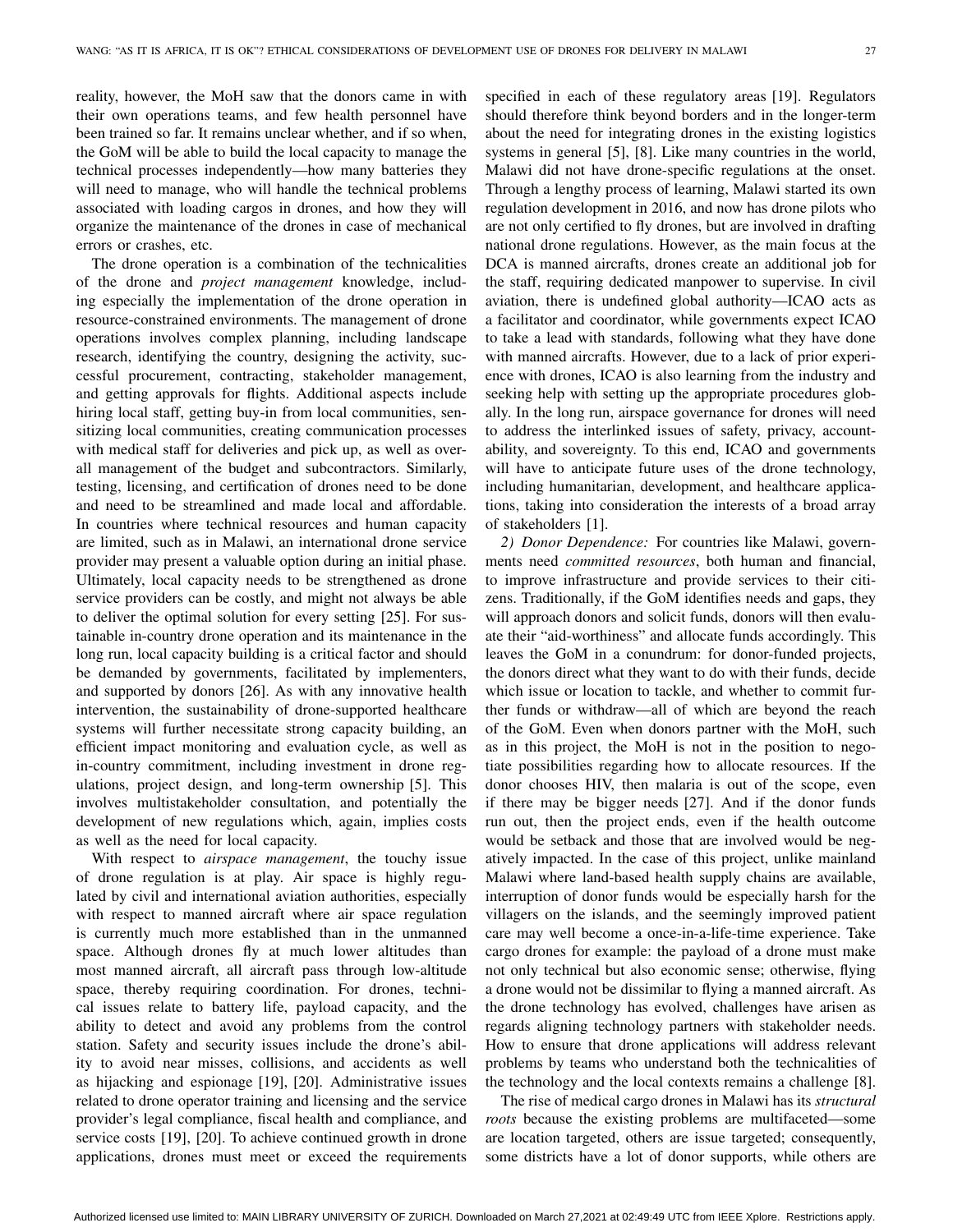reality, however, the MoH saw that the donors came in with their own operations teams, and few health personnel have been trained so far. It remains unclear whether, and if so when, the GoM will be able to build the local capacity to manage the technical processes independently—how many batteries they will need to manage, who will handle the technical problems associated with loading cargos in drones, and how they will organize the maintenance of the drones in case of mechanical errors or crashes, etc.

The drone operation is a combination of the technicalities of the drone and *project management* knowledge, including especially the implementation of the drone operation in resource-constrained environments. The management of drone operations involves complex planning, including landscape research, identifying the country, designing the activity, successful procurement, contracting, stakeholder management, and getting approvals for flights. Additional aspects include hiring local staff, getting buy-in from local communities, sensitizing local communities, creating communication processes with medical staff for deliveries and pick up, as well as overall management of the budget and subcontractors. Similarly, testing, licensing, and certification of drones need to be done and need to be streamlined and made local and affordable. In countries where technical resources and human capacity are limited, such as in Malawi, an international drone service provider may present a valuable option during an initial phase. Ultimately, local capacity needs to be strengthened as drone service providers can be costly, and might not always be able to deliver the optimal solution for every setting [25]. For sustainable in-country drone operation and its maintenance in the long run, local capacity building is a critical factor and should be demanded by governments, facilitated by implementers, and supported by donors [26]. As with any innovative health intervention, the sustainability of drone-supported healthcare systems will further necessitate strong capacity building, an efficient impact monitoring and evaluation cycle, as well as in-country commitment, including investment in drone regulations, project design, and long-term ownership [5]. This involves multistakeholder consultation, and potentially the development of new regulations which, again, implies costs as well as the need for local capacity.

With respect to *airspace management*, the touchy issue of drone regulation is at play. Air space is highly regulated by civil and international aviation authorities, especially with respect to manned aircraft where air space regulation is currently much more established than in the unmanned space. Although drones fly at much lower altitudes than most manned aircraft, all aircraft pass through low-altitude space, thereby requiring coordination. For drones, technical issues relate to battery life, payload capacity, and the ability to detect and avoid any problems from the control station. Safety and security issues include the drone's ability to avoid near misses, collisions, and accidents as well as hijacking and espionage [19], [20]. Administrative issues related to drone operator training and licensing and the service provider's legal compliance, fiscal health and compliance, and service costs [19], [20]. To achieve continued growth in drone applications, drones must meet or exceed the requirements specified in each of these regulatory areas [19]. Regulators should therefore think beyond borders and in the longer-term about the need for integrating drones in the existing logistics systems in general [5], [8]. Like many countries in the world, Malawi did not have drone-specific regulations at the onset. Through a lengthy process of learning, Malawi started its own regulation development in 2016, and now has drone pilots who are not only certified to fly drones, but are involved in drafting national drone regulations. However, as the main focus at the DCA is manned aircrafts, drones create an additional job for the staff, requiring dedicated manpower to supervise. In civil aviation, there is undefined global authority—ICAO acts as a facilitator and coordinator, while governments expect ICAO to take a lead with standards, following what they have done with manned aircrafts. However, due to a lack of prior experience with drones, ICAO is also learning from the industry and seeking help with setting up the appropriate procedures globally. In the long run, airspace governance for drones will need to address the interlinked issues of safety, privacy, accountability, and sovereignty. To this end, ICAO and governments will have to anticipate future uses of the drone technology, including humanitarian, development, and healthcare applications, taking into consideration the interests of a broad array of stakeholders [1].

*2) Donor Dependence:* For countries like Malawi, governments need *committed resources*, both human and financial, to improve infrastructure and provide services to their citizens. Traditionally, if the GoM identifies needs and gaps, they will approach donors and solicit funds, donors will then evaluate their "aid-worthiness" and allocate funds accordingly. This leaves the GoM in a conundrum: for donor-funded projects, the donors direct what they want to do with their funds, decide which issue or location to tackle, and whether to commit further funds or withdraw—all of which are beyond the reach of the GoM. Even when donors partner with the MoH, such as in this project, the MoH is not in the position to negotiate possibilities regarding how to allocate resources. If the donor chooses HIV, then malaria is out of the scope, even if there may be bigger needs [27]. And if the donor funds run out, then the project ends, even if the health outcome would be setback and those that are involved would be negatively impacted. In the case of this project, unlike mainland Malawi where land-based health supply chains are available, interruption of donor funds would be especially harsh for the villagers on the islands, and the seemingly improved patient care may well become a once-in-a-life-time experience. Take cargo drones for example: the payload of a drone must make not only technical but also economic sense; otherwise, flying a drone would not be dissimilar to flying a manned aircraft. As the drone technology has evolved, challenges have arisen as regards aligning technology partners with stakeholder needs. How to ensure that drone applications will address relevant problems by teams who understand both the technicalities of the technology and the local contexts remains a challenge [8].

The rise of medical cargo drones in Malawi has its *structural roots* because the existing problems are multifaceted—some are location targeted, others are issue targeted; consequently, some districts have a lot of donor supports, while others are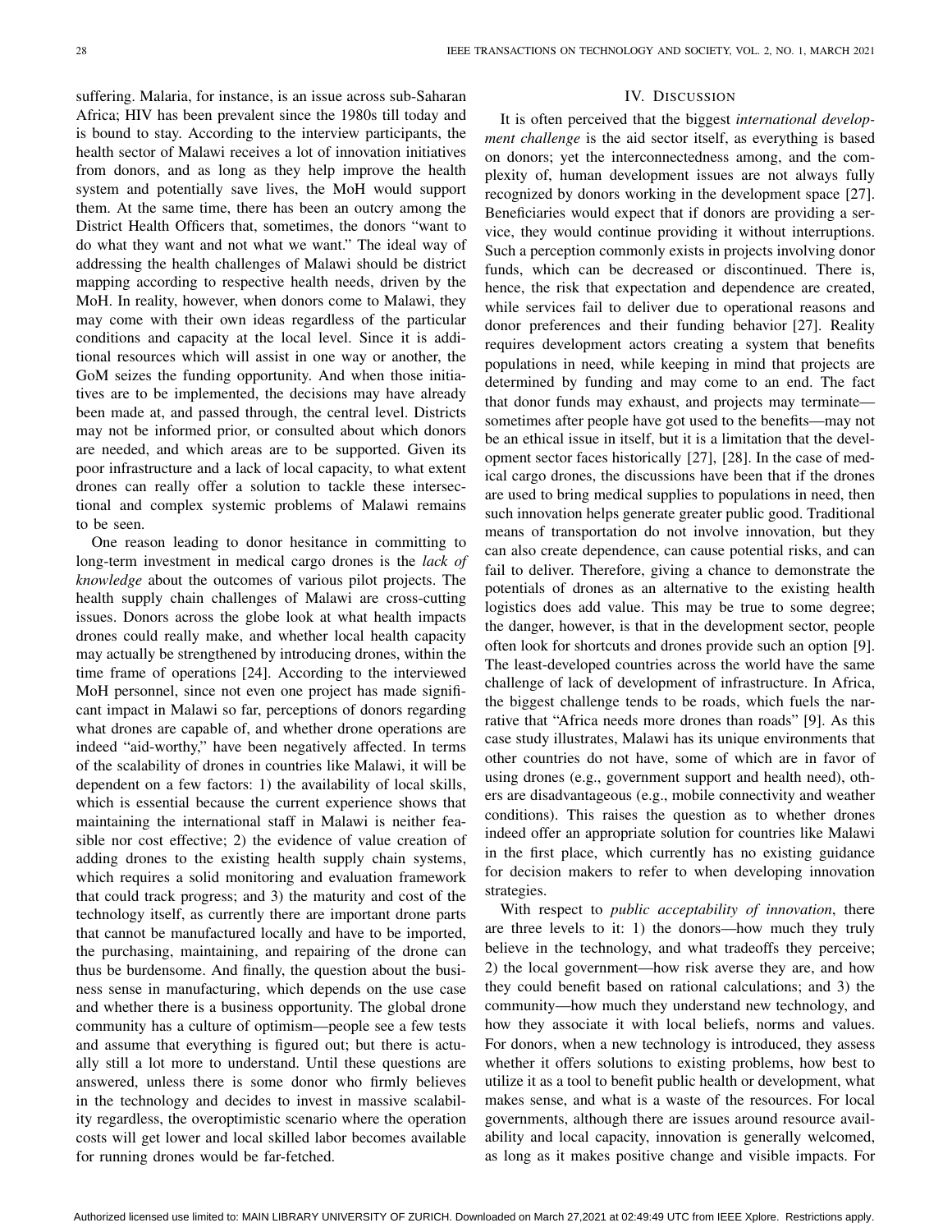suffering. Malaria, for instance, is an issue across sub-Saharan Africa; HIV has been prevalent since the 1980s till today and is bound to stay. According to the interview participants, the health sector of Malawi receives a lot of innovation initiatives from donors, and as long as they help improve the health system and potentially save lives, the MoH would support them. At the same time, there has been an outcry among the District Health Officers that, sometimes, the donors "want to do what they want and not what we want." The ideal way of addressing the health challenges of Malawi should be district mapping according to respective health needs, driven by the MoH. In reality, however, when donors come to Malawi, they may come with their own ideas regardless of the particular conditions and capacity at the local level. Since it is additional resources which will assist in one way or another, the GoM seizes the funding opportunity. And when those initiatives are to be implemented, the decisions may have already been made at, and passed through, the central level. Districts may not be informed prior, or consulted about which donors are needed, and which areas are to be supported. Given its poor infrastructure and a lack of local capacity, to what extent drones can really offer a solution to tackle these intersectional and complex systemic problems of Malawi remains to be seen.

One reason leading to donor hesitance in committing to long-term investment in medical cargo drones is the *lack of knowledge* about the outcomes of various pilot projects. The health supply chain challenges of Malawi are cross-cutting issues. Donors across the globe look at what health impacts drones could really make, and whether local health capacity may actually be strengthened by introducing drones, within the time frame of operations [24]. According to the interviewed MoH personnel, since not even one project has made significant impact in Malawi so far, perceptions of donors regarding what drones are capable of, and whether drone operations are indeed "aid-worthy," have been negatively affected. In terms of the scalability of drones in countries like Malawi, it will be dependent on a few factors: 1) the availability of local skills, which is essential because the current experience shows that maintaining the international staff in Malawi is neither feasible nor cost effective; 2) the evidence of value creation of adding drones to the existing health supply chain systems, which requires a solid monitoring and evaluation framework that could track progress; and 3) the maturity and cost of the technology itself, as currently there are important drone parts that cannot be manufactured locally and have to be imported, the purchasing, maintaining, and repairing of the drone can thus be burdensome. And finally, the question about the business sense in manufacturing, which depends on the use case and whether there is a business opportunity. The global drone community has a culture of optimism—people see a few tests and assume that everything is figured out; but there is actually still a lot more to understand. Until these questions are answered, unless there is some donor who firmly believes in the technology and decides to invest in massive scalability regardless, the overoptimistic scenario where the operation costs will get lower and local skilled labor becomes available for running drones would be far-fetched.

## IV. Discussion

It is often perceived that the biggest *international development challenge* is the aid sector itself, as everything is based on donors; yet the interconnectedness among, and the complexity of, human development issues are not always fully recognized by donors working in the development space [27]. Beneficiaries would expect that if donors are providing a service, they would continue providing it without interruptions. Such a perception commonly exists in projects involving donor funds, which can be decreased or discontinued. There is, hence, the risk that expectation and dependence are created, while services fail to deliver due to operational reasons and donor preferences and their funding behavior [27]. Reality requires development actors creating a system that benefits populations in need, while keeping in mind that projects are determined by funding and may come to an end. The fact that donor funds may exhaust, and projects may terminate—sometimes after people have got used to the benefits—may not be an ethical issue in itself, but it is a limitation that the development sector faces historically [27], [28]. In the case of medical cargo drones, the discussions have been that if the drones are used to bring medical supplies to populations in need, then such innovation helps generate greater public good. Traditional means of transportation do not involve innovation, but they can also create dependence, can cause potential risks, and can fail to deliver. Therefore, giving a chance to demonstrate the potentials of drones as an alternative to the existing health logistics does add value. This may be true to some degree; the danger, however, is that in the development sector, people often look for shortcuts and drones provide such an option [9]. The least-developed countries across the world have the same challenge of lack of development of infrastructure. In Africa, the biggest challenge tends to be roads, which fuels the narrative that "Africa needs more drones than roads" [9]. As this case study illustrates, Malawi has its unique environments that other countries do not have, some of which are in favor of using drones (e.g., government support and health need), others are disadvantageous (e.g., mobile connectivity and weather conditions). This raises the question as to whether drones indeed offer an appropriate solution for countries like Malawi in the first place, which currently has no existing guidance for decision makers to refer to when developing innovation strategies.

With respect to *public acceptability of innovation*, there are three levels to it: 1) the donors—how much they truly believe in the technology, and what tradeoffs they perceive; 2) the local government—how risk averse they are, and how they could benefit based on rational calculations; and 3) the community—how much they understand new technology, and how they associate it with local beliefs, norms and values. For donors, when a new technology is introduced, they assess whether it offers solutions to existing problems, how best to utilize it as a tool to benefit public health or development, what makes sense, and what is a waste of the resources. For local governments, although there are issues around resource availability and local capacity, innovation is generally welcomed, as long as it makes positive change and visible impacts. For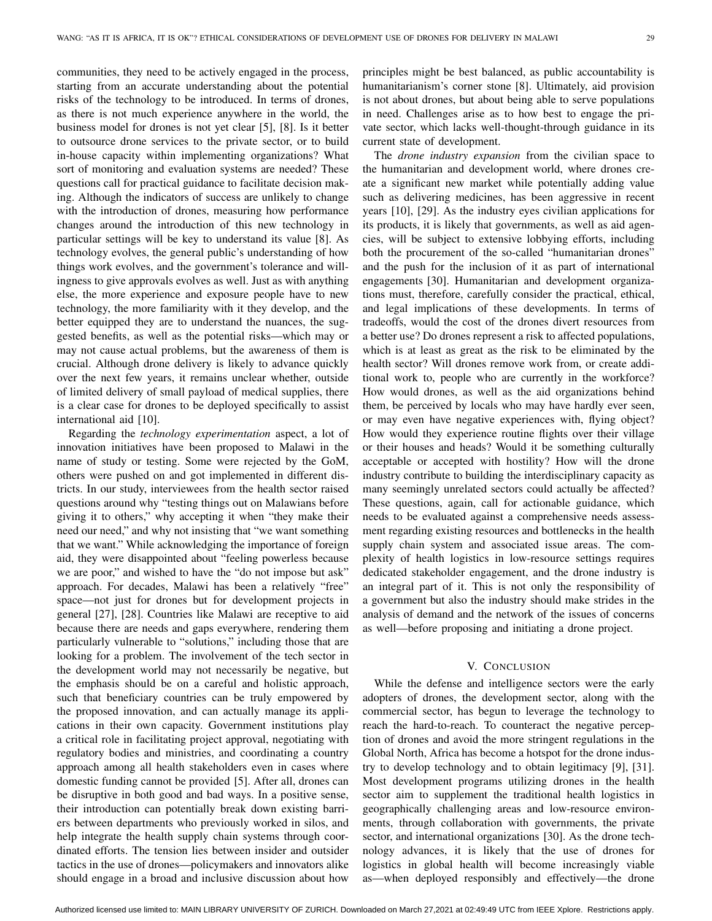communities, they need to be actively engaged in the process, starting from an accurate understanding about the potential risks of the technology to be introduced. In terms of drones, as there is not much experience anywhere in the world, the business model for drones is not yet clear [5], [8]. Is it better to outsource drone services to the private sector, or to build in-house capacity within implementing organizations? What sort of monitoring and evaluation systems are needed? These questions call for practical guidance to facilitate decision making. Although the indicators of success are unlikely to change with the introduction of drones, measuring how performance changes around the introduction of this new technology in particular settings will be key to understand its value [8]. As technology evolves, the general public's understanding of how things work evolves, and the government's tolerance and willingness to give approvals evolves as well. Just as with anything else, the more experience and exposure people have to new technology, the more familiarity with it they develop, and the better equipped they are to understand the nuances, the suggested benefits, as well as the potential risks—which may or may not cause actual problems, but the awareness of them is crucial. Although drone delivery is likely to advance quickly over the next few years, it remains unclear whether, outside of limited delivery of small payload of medical supplies, there is a clear case for drones to be deployed specifically to assist international aid [10].

Regarding the *technology experimentation* aspect, a lot of innovation initiatives have been proposed to Malawi in the name of study or testing. Some were rejected by the GoM, others were pushed on and got implemented in different districts. In our study, interviewees from the health sector raised questions around why "testing things out on Malawians before giving it to others," why accepting it when "they make their need our need," and why not insisting that "we want something that we want." While acknowledging the importance of foreign aid, they were disappointed about "feeling powerless because we are poor," and wished to have the "do not impose but ask" approach. For decades, Malawi has been a relatively "free" space—not just for drones but for development projects in general [27], [28]. Countries like Malawi are receptive to aid because there are needs and gaps everywhere, rendering them particularly vulnerable to "solutions," including those that are looking for a problem. The involvement of the tech sector in the development world may not necessarily be negative, but the emphasis should be on a careful and holistic approach, such that beneficiary countries can be truly empowered by the proposed innovation, and can actually manage its applications in their own capacity. Government institutions play a critical role in facilitating project approval, negotiating with regulatory bodies and ministries, and coordinating a country approach among all health stakeholders even in cases where domestic funding cannot be provided [5]. After all, drones can be disruptive in both good and bad ways. In a positive sense, their introduction can potentially break down existing barriers between departments who previously worked in silos, and help integrate the health supply chain systems through coordinated efforts. The tension lies between insider and outsider tactics in the use of drones—policymakers and innovators alike should engage in a broad and inclusive discussion about how principles might be best balanced, as public accountability is humanitarianism's corner stone [8]. Ultimately, aid provision is not about drones, but about being able to serve populations in need. Challenges arise as to how best to engage the private sector, which lacks well-thought-through guidance in its current state of development.

The *drone industry expansion* from the civilian space to the humanitarian and development world, where drones create a significant new market while potentially adding value such as delivering medicines, has been aggressive in recent years [10], [29]. As the industry eyes civilian applications for its products, it is likely that governments, as well as aid agencies, will be subject to extensive lobbying efforts, including both the procurement of the so-called "humanitarian drones" and the push for the inclusion of it as part of international engagements [30]. Humanitarian and development organizations must, therefore, carefully consider the practical, ethical, and legal implications of these developments. In terms of tradeoffs, would the cost of the drones divert resources from a better use? Do drones represent a risk to affected populations, which is at least as great as the risk to be eliminated by the health sector? Will drones remove work from, or create additional work to, people who are currently in the workforce? How would drones, as well as the aid organizations behind them, be perceived by locals who may have hardly ever seen, or may even have negative experiences with, flying object? How would they experience routine flights over their village or their houses and heads? Would it be something culturally acceptable or accepted with hostility? How will the drone industry contribute to building the interdisciplinary capacity as many seemingly unrelated sectors could actually be affected? These questions, again, call for actionable guidance, which needs to be evaluated against a comprehensive needs assessment regarding existing resources and bottlenecks in the health supply chain system and associated issue areas. The complexity of health logistics in low-resource settings requires dedicated stakeholder engagement, and the drone industry is an integral part of it. This is not only the responsibility of a government but also the industry should make strides in the analysis of demand and the network of the issues of concerns as well—before proposing and initiating a drone project.

## V. Conclusion

While the defense and intelligence sectors were the early adopters of drones, the development sector, along with the commercial sector, has begun to leverage the technology to reach the hard-to-reach. To counteract the negative perception of drones and avoid the more stringent regulations in the Global North, Africa has become a hotspot for the drone industry to develop technology and to obtain legitimacy [9], [31]. Most development programs utilizing drones in the health sector aim to supplement the traditional health logistics in geographically challenging areas and low-resource environments, through collaboration with governments, the private sector, and international organizations [30]. As the drone technology advances, it is likely that the use of drones for logistics in global health will become increasingly viable as—when deployed responsibly and effectively—the drone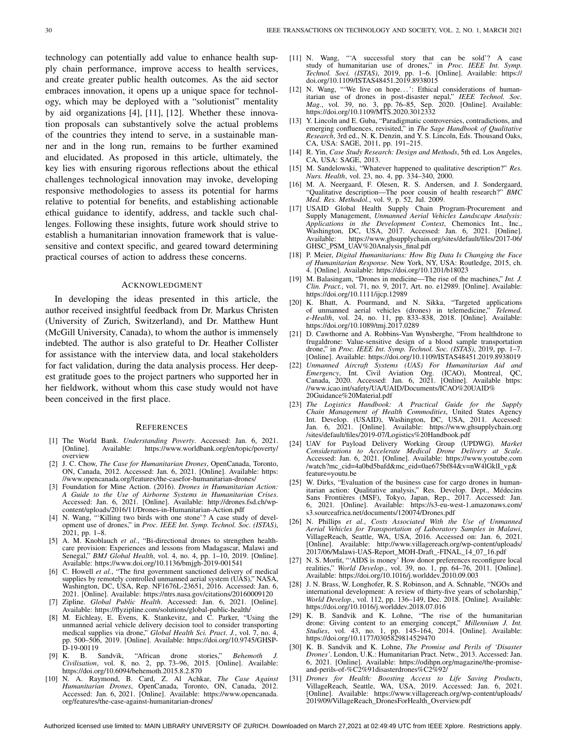technology can potentially add value to enhance health supply chain performance, improve access to health services, and create greater public health outcomes. As the aid sector embraces innovation, it opens up a unique space for technology, which may be deployed with a "solutionist" mentality by aid organizations [4], [11], [12]. Whether these innovation proposals can substantively solve the actual problems of the countries they intend to serve, in a sustainable manner and in the long run, remains to be further examined and elucidated. As proposed in this article, ultimately, the key lies with ensuring rigorous reflections about the ethical challenges technological innovation may invoke, developing responsive methodologies to assess its potential for harms relative to potential for benefits, and establishing actionable ethical guidance to identify, address, and tackle such challenges. Following these insights, future work should strive to establish a humanitarian innovation framework that is value-sensitive and context specific, and geared toward determining practical courses of action to address these concerns.

## Acknowledgment

In developing the ideas presented in this article, the author received insightful feedback from Dr. Markus Christen (University of Zurich, Switzerland), and Dr. Matthew Hunt (McGill University, Canada), to whom the author is immensely indebted. The author is also grateful to Dr. Heather Collister for assistance with the interview data, and local stakeholders for fact validation, during the data analysis process. Her deepest gratitude goes to the project partners who supported her in her fieldwork, without whom this case study would not have been conceived in the first place.

## References

[1] The World Bank. *Understanding Poverty*. Accessed: Jan. 6, 2021. [Online]. Available: https://www.worldbank.org/en/topic/poverty/overview

[2] J. C. Chow, *The Case for Humanitarian Drones*, OpenCanada, Toronto, ON, Canada, 2012. Accessed: Jan. 6, 2021. [Online]. Available: https://www.opencanada.org/features/the-casefor-humanitarian-drones/

[3] Foundation for Mine Action. (2016). *Drones in Humanitarian Action: A Guide to the Use of Airborne Systems in Humanitarian Crises*. Accessed: Jan. 6, 2021. [Online]. Available: http://drones.fsd.ch/wp-content/uploads/2016/11/Drones-in-Humanitarian-Action.pdf

[4] N. Wang, "'Killing two birds with one stone'? A case study of development use of drones," in *Proc. IEEE Int. Symp. Technol. Soc. (ISTAS)*, 2021, pp. 1–8.

[5] A. M. Knoblauch *et al.*, "Bi-directional drones to strengthen healthcare provision: Experiences and lessons from Madagascar, Malawi and Senegal," *BMJ Global Health*, vol. 4, no. 4, pp. 1–10, 2019. [Online]. Available: https://doi.org/10.1136/bmjgh-2019-001541

[6] C. Howell *et al.*, "The first government sanctioned delivery of medical supplies by remotely controlled unmanned aerial system (UAS)," NASA, Washington, DC, USA, Rep. NF1676L-23651, 2016. Accessed: Jan. 6, 2021. [Online]. Available: https://ntrs.nasa.gov/citations/20160009120

[7] Zipline. *Global Public Health*. Accessed: Jan. 6, 2021. [Online]. Available: https://flyzipline.com/solutions/global-public-health/

[8] M. Eichleay, E. Evens, K. Stankevitz, and C. Parker, "Using the unmanned aerial vehicle delivery decision tool to consider transporting medical supplies via drone," *Global Health Sci. Pract. J.*, vol. 7, no. 4, pp. 500–506, 2019. [Online]. Available: https://doi.org/10.9745/GHSP-D-19-00119

[9] K. B. Sandvik, "African drone stories," *Behemoth J. Civilisation*, vol. 8, no. 2, pp. 73–96, 2015. [Online]. Available: https://doi.org/10.6094/behemoth.2015.8.2.870

[10] N. A. Raymond, B. Card, Z. Al Achkar, *The Case Against Humanitarian Drones*, OpenCanada, Toronto, ON, Canada, 2012. Accessed: Jan. 6, 2021. [Online]. Available: https://www.opencanada.org/features/the-case-against-humanitarian-drones/

[11] N. Wang, "'A successful story that can be sold'? A case study of humanitarian use of drones," in *Proc. IEEE Int. Symp. Technol. Soci. (ISTAS)*, 2019, pp. 1–6. [Online]. Available: https://doi.org/10.1109/ISTAS48451.2019.8938015

[12] N. Wang, "'We live on hope…': Ethical considerations of humanitarian use of drones in post-disaster nepal," *IEEE Technol. Soc. Mag.*, vol. 39, no. 3, pp. 76–85, Sep. 2020. [Online]. Available: https://doi.org/10.1109/MTS.2020.3012332

[13] Y. Lincoln and E. Guba, "Paradigmatic controversies, contradictions, and emerging confluences, revisited," in *The Sage Handbook of Qualitative Research*, 3rd ed., N. K. Denzin, and Y. S. Lincoln, Eds. Thousand Oaks, CA, USA: SAGE, 2011, pp. 191–215.

[14] R. Yin, *Case Study Research: Design and Methods*, 5th ed. Los Angeles, CA, USA: SAGE, 2013.

[15] M. Sandelowski, "Whatever happened to qualitative description?" *Res. Nurs. Health*, vol. 23, no. 4, pp. 334–340, 2000.

[16] M. A. Neergaard, F. Olesen, R. S. Andersen, and J. Sondergaard, "Qualitative description—The poor cousin of health research?" *BMC Med. Res. Methodol.*, vol. 9, p. 52, Jul. 2009.

[17] USAID Global Health Supply Chain Program-Procurement and Supply Management, *Unmanned Aerial Vehicles Landscape Analysis: Applications in the Development Context*, Chemonics Int., Inc., Washington, DC, USA, 2017. Accessed: Jan. 6, 2021. [Online]. Available: https://www.ghsupplychain.org/sites/default/files/2017-06/GHSC_PSM_UAV%20Analysis_final.pdf

[18] P. Meier, *Digital Humanitarians: How Big Data Is Changing the Face of Humanitarian Response*. New York, NY, USA: Routledge, 2015, ch. 4. [Online]. Available: https://doi.org/10.1201/b18023

[19] M. Balasingam, "Drones in medicine—The rise of the machines," *Int. J. Clin. Pract.*, vol. 71, no. 9, 2017, Art. no. e12989. [Online]. Available: https://doi.org/10.1111/ijcp.12989

[20] K. Bhatt, A. Pourmand, and N. Sikka, "Targeted applications of unmanned aerial vehicles (drones) in telemedicine," *Telemed. e-Health*, vol. 24, no. 11, pp. 833–838, 2018. [Online]. Available: https://doi.org/10.1089/tmj.2017.0289

[21] D. Cawthorne and A. Robbins-Van Wynsberghe, "From healthdrone to frugaldrone: Value-sensitive design of a blood sample transportation drone," in *Proc. IEEE Int. Symp. Technol. Soc. (ISTAS)*, 2019, pp. 1–7. [Online]. Available: https://doi.org/10.1109/ISTAS48451.2019.8938019

[22] *Unmanned Aircraft Systems (UAS) For Humanitarian Aid and Emergency*, Int. Civil Aviation Org. (ICAO), Montreal, QC, Canada, 2020. Accessed: Jan. 6, 2021. [Online]. Available https://www.icao.int/safety/UA/UAID/Documents/ICAO%20UAID%20Guidance%20Material.pdf

[23] *The Logistics Handbook: A Practical Guide for the Supply Chain Management of Health Commodities*, United States Agency Int. Develop. (USAID), Washington, DC, USA, 2011. Accessed: Jan. 6, 2021. [Online]. Available: https://www.ghsupplychain.org/sites/default/files/2019-07/Logistics%20Handbook.pdf

[24] UAV for Payload Delivery Working Group (UPDWG). *Market Considerations to Accelerate Medical Drone Delivery at Scale*. Accessed: Jan. 6, 2021. [Online]. Available: https://www.youtube.com/watch?mc_cid=4a0bd5bafd&mc_eid=0ae675bf84&v=nW4lGkIl_vg&feature=youtu.be

[25] W. Dirks, "Evaluation of the business case for cargo drones in humanitarian action: Qualitative analysis," Res. Develop. Dept., Médecins Sans Frontières (MSF), Tokyo, Japan, Rep., 2017. Accessed: Jan. 6, 2021. [Online]. Available: https://s3-eu-west-1.amazonaws.com/s3.sourceafrica.net/documents/120074/Drones.pdf

[26] N. Phillips *et al.*, *Costs Associated With the Use of Unmanned Aerial Vehicles for Transportation of Laboratory Samples in Malawi*, VillageReach, Seattle, WA, USA, 2016. Accessed on: Jan. 6, 2021. [Online]. Available: http://www.villagereach.org/wp-content/uploads/2017/06/Malawi-UAS-Report_MOH-Draft_-FINAL_14_07_16.pdf

[27] N. S. Morfit, "'AIDS is money' How donor preferences reconfigure local realities," *World Develop.*, vol. 39, no. 1, pp. 64–76, 2011. [Online]. Available: https://doi.org/10.1016/j.worlddev.2010.09.003

[28] J. N. Brass, W. Longhofer, R. S. Robinson, and A. Schnable, "NGOs and international development: A review of thirty-five years of scholarship," *World Develop.*, vol. 112, pp. 136–149, Dec. 2018. [Online]. Available: https://doi.org/10.1016/j.worlddev.2018.07.016

[29] K. B. Sandvik and K. Lohne, "The rise of the humanitarian drone: Giving content to an emerging concept," *Millennium J. Int. Studies*, vol. 43, no. 1, pp. 145–164, 2014. [Online]. Available: https://doi.org/10.1177/0305829814529470

[30] K. B. Sandvik and K. Lohne, *The Promise and Perils of 'Disaster Drones'*. London, U.K.: Humanitarian Pract. Netw., 2013. Accessed: Jan. 6, 2021. [Online]. Available: https://odihpn.org/magazine/the-promise-and-perils-of-%C2%91disasterdrones%C2%92/

[31] *Drones for Health: Boosting Access to Life Saving Products*, VillageReach, Seattle, WA, USA, 2019. Accessed: Jan. 6, 2021. [Online]. Available: https://www.villagereach.org/wp-content/uploads/2019/09/VillageReach_DronesForHealth_Overview.pdf